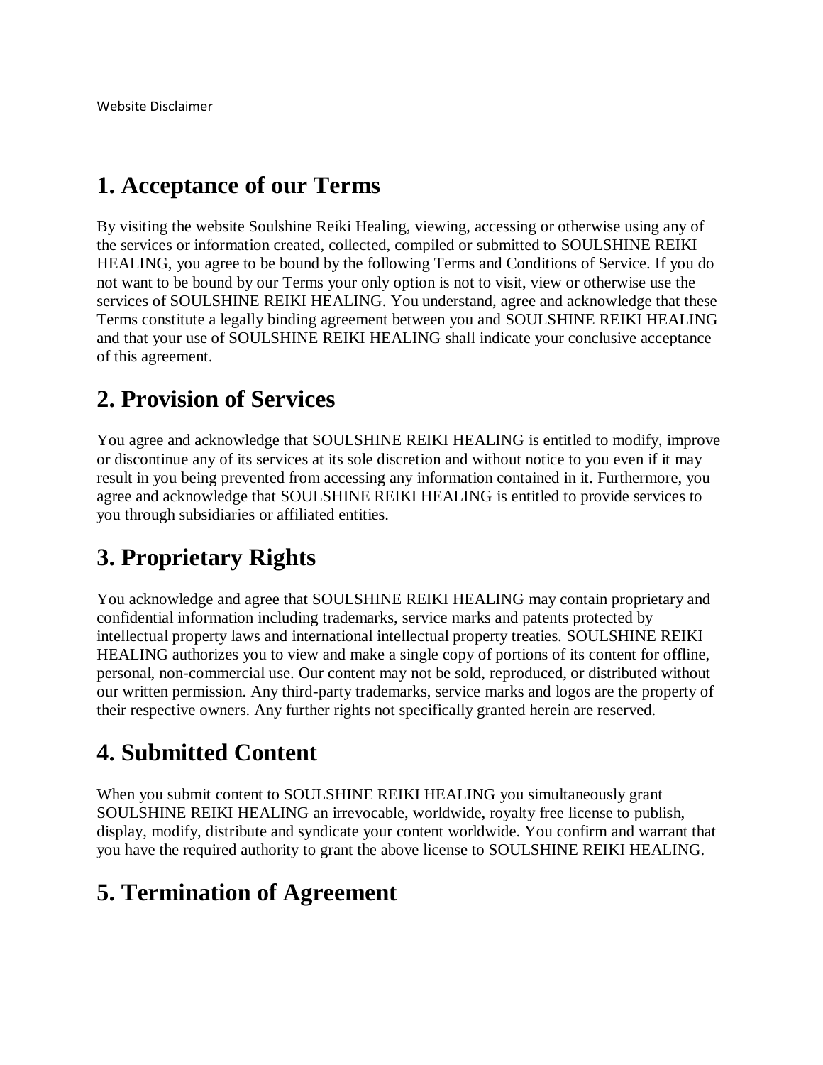Website Disclaimer

# 1. Acceptance of our Terms

By visiting the website Soulshine Reiki Healing, viewing, accessing or otherwise using any of the services or information created, collected, compiled or submitted to SOULSHINE REIKI HEALING, you agree to be bound by the following Terms and Conditions of Service. If you do not want to be bound by our Terms your only option is not to visit, view or otherwise use the services of SOULSHINE REIKI HEALING. You understand, agree and acknowledge that these Terms constitute a legally binding agreement between you and SOULSHINE REIKI HEALING and that your use of SOULSHINE REIKI HEALING shall indicate your conclusive acceptance of this agreement.

# 2. Provision of Services

You agree and acknowledge that SOULSHINE REIKI HEALING is entitled to modify, improve or discontinue any of its services at its sole discretion and without notice to you even if it may result in you being prevented from accessing any information contained in it. Furthermore, you agree and acknowledge that SOULSHINE REIKI HEALING is entitled to provide services to you through subsidiaries or affiliated entities.

# 3. Proprietary Rights

You acknowledge and agree that SOULSHINE REIKI HEALING may contain proprietary and confidential information including trademarks, service marks and patents protected by intellectual property laws and international intellectual property treaties. SOULSHINE REIKI HEALING authorizes you to view and make a single copy of portions of its content for offline, personal, non-commercial use. Our content may not be sold, reproduced, or distributed without our written permission. Any third-party trademarks, service marks and logos are the property of their respective owners. Any further rights not specifically granted herein are reserved.

# 4. Submitted Content

When you submit content to SOULSHINE REIKI HEALING you simultaneously grant SOULSHINE REIKI HEALING an irrevocable, worldwide, royalty free license to publish, display, modify, distribute and syndicate your content worldwide. You confirm and warrant that you have the required authority to grant the above license to SOULSHINE REIKI HEALING.

# 5. Termination of Agreement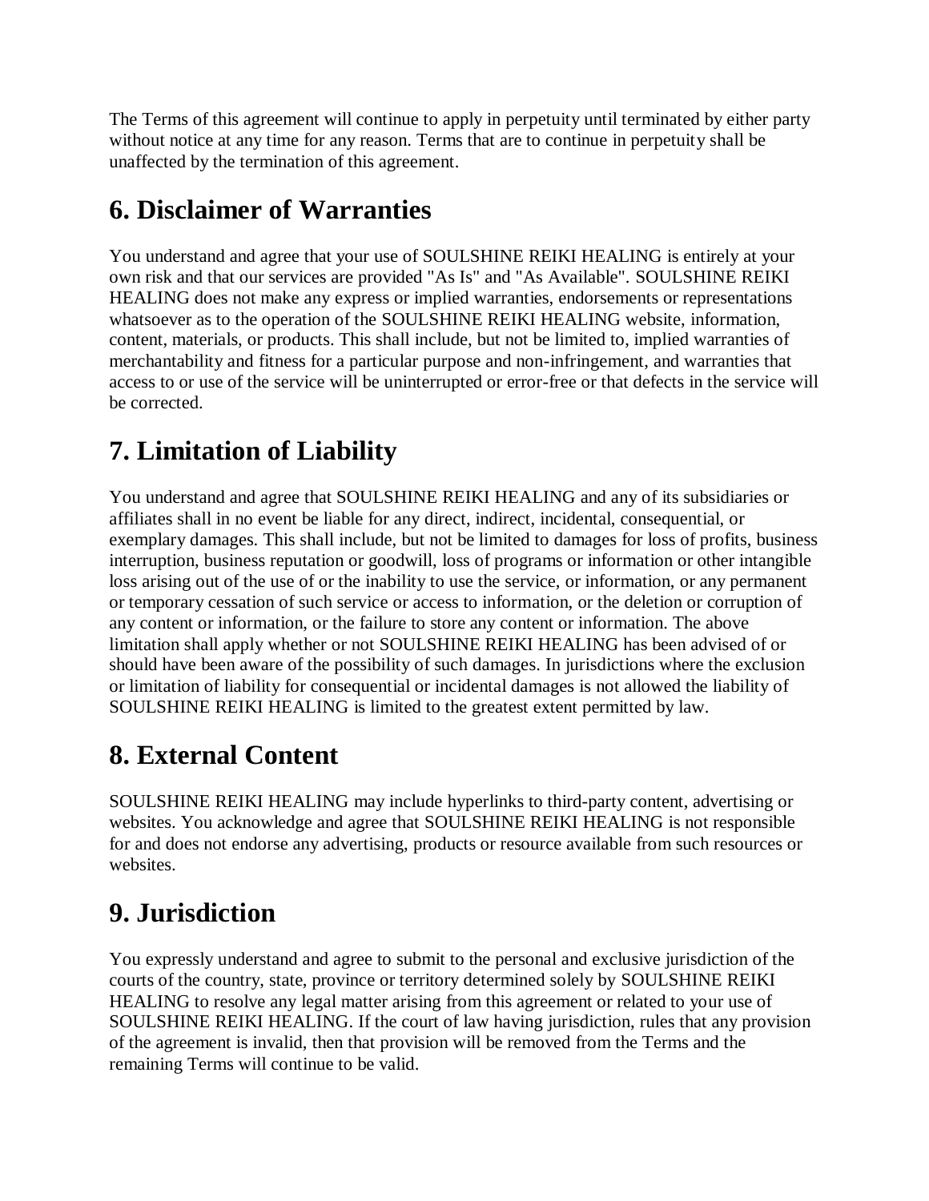The Terms of this agreement will continue to apply in perpetuity until terminated by either party without notice at any time for any reason. Terms that are to continue in perpetuity shall be unaffected by the termination of this agreement.

## 6. Disclaimer of Warranties

You understand and agree that your use of SOULSHINE REIKI HEALING is entirely at your own risk and that our services are provided "As Is" and "As Available". SOULSHINE REIKI HEALING does not make any express or implied warranties, endorsements or representations whatsoever as to the operation of the SOULSHINE REIKI HEALING website, information, content, materials, or products. This shall include, but not be limited to, implied warranties of merchantability and fitness for a particular purpose and non-infringement, and warranties that access to or use of the service will be uninterrupted or error-free or that defects in the service will be corrected.

## 7. Limitation of Liability

You understand and agree that SOULSHINE REIKI HEALING and any of its subsidiaries or affiliates shall in no event be liable for any direct, indirect, incidental, consequential, or exemplary damages. This shall include, but not be limited to damages for loss of profits, business interruption, business reputation or goodwill, loss of programs or information or other intangible loss arising out of the use of or the inability to use the service, or information, or any permanent or temporary cessation of such service or access to information, or the deletion or corruption of any content or information, or the failure to store any content or information. The above limitation shall apply whether or not SOULSHINE REIKI HEALING has been advised of or should have been aware of the possibility of such damages. In jurisdictions where the exclusion or limitation of liability for consequential or incidental damages is not allowed the liability of SOULSHINE REIKI HEALING is limited to the greatest extent permitted by law.

## 8. External Content

SOULSHINE REIKI HEALING may include hyperlinks to third-party content, advertising or websites. You acknowledge and agree that SOULSHINE REIKI HEALING is not responsible for and does not endorse any advertising, products or resource available from such resources or websites.

## 9. Jurisdiction

You expressly understand and agree to submit to the personal and exclusive jurisdiction of the courts of the country, state, province or territory determined solely by SOULSHINE REIKI HEALING to resolve any legal matter arising from this agreement or related to your use of SOULSHINE REIKI HEALING. If the court of law having jurisdiction, rules that any provision of the agreement is invalid, then that provision will be removed from the Terms and the remaining Terms will continue to be valid.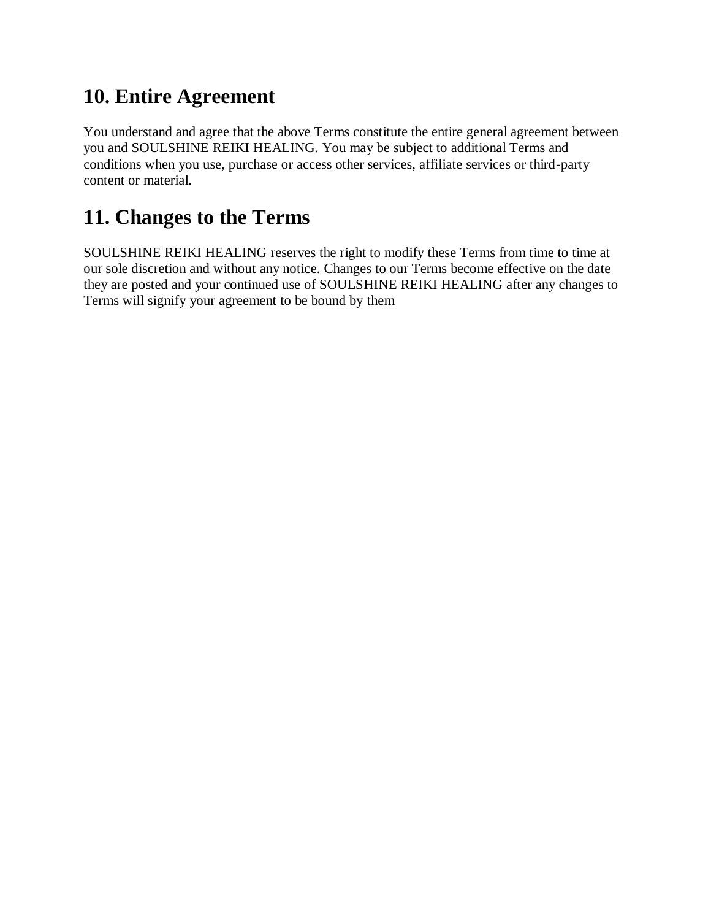## 10. Entire Agreement

You understand and agree that the above Terms constitute the entire general agreement between you and SOULSHINE REIKI HEALING. You may be subject to additional Terms and conditions when you use, purchase or access other services, affiliate services or third-party content or material.

## 11. Changes to the Terms

SOULSHINE REIKI HEALING reserves the right to modify these Terms from time to time at our sole discretion and without any notice. Changes to our Terms become effective on the date they are posted and your continued use of SOULSHINE REIKI HEALING after any changes to Terms will signify your agreement to be bound by them